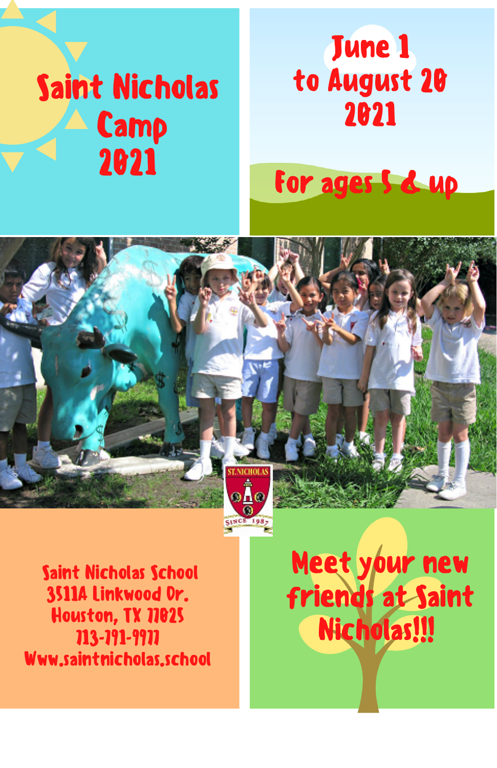# Saint Nicholas Camp 2021

## June 1 to August 20 2021

**For ages 5 & up**

Saint Nicholas School
3511A Linkwood Dr.
Houston, TX 77025
713-791-9977
Www.saintnicholas.school

**Meet your new friends at Saint Nicholas!!!**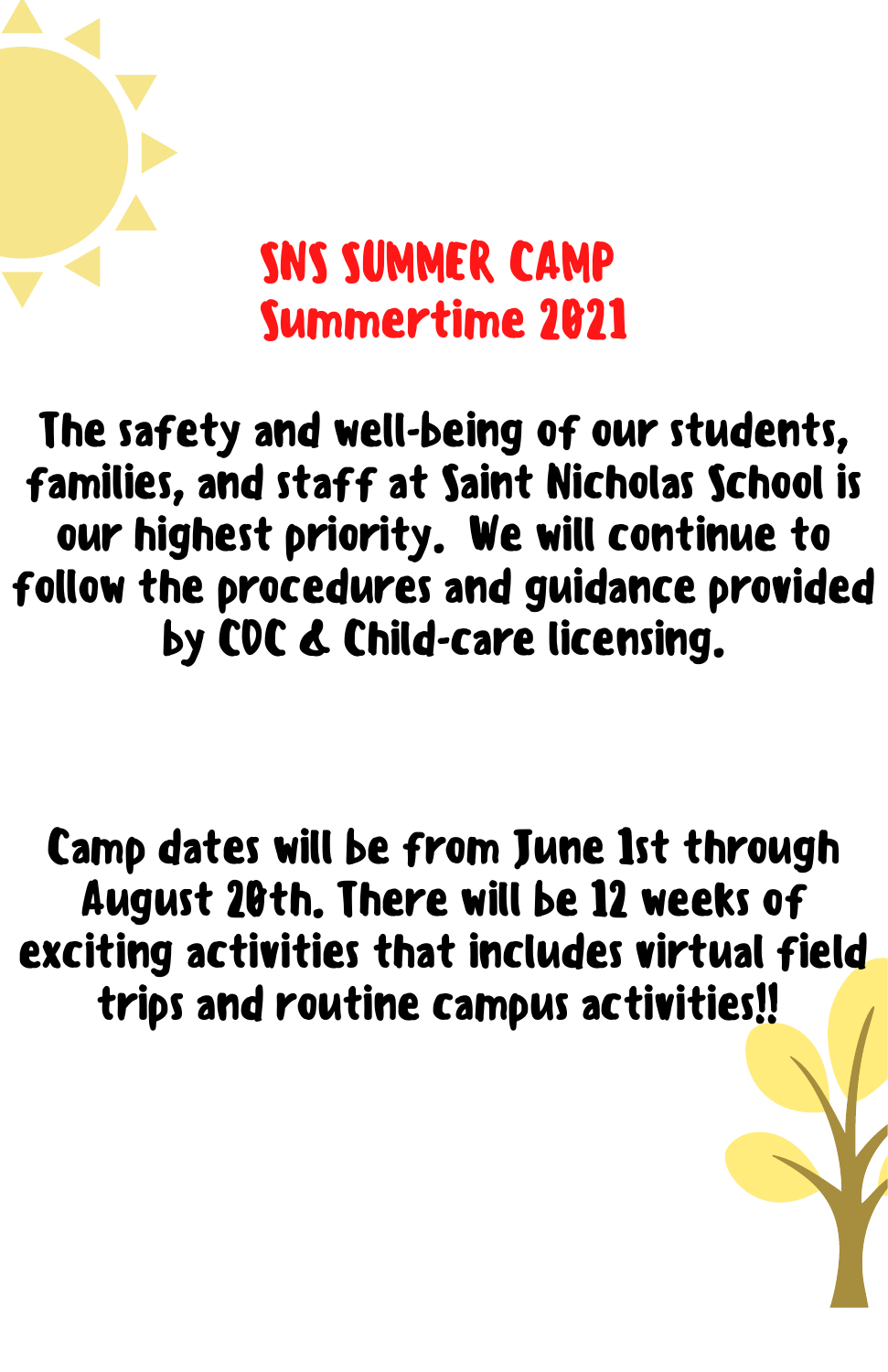# SNS SUMMER CAMP
## Summertime 2021

The safety and well-being of our students, families, and staff at Saint Nicholas School is our highest priority.  We will continue to follow the procedures and guidance provided by CDC & Child-care licensing.

Camp dates will be from June 1st through August 20th. There will be 12 weeks of exciting activities that includes virtual field trips and routine campus activities!!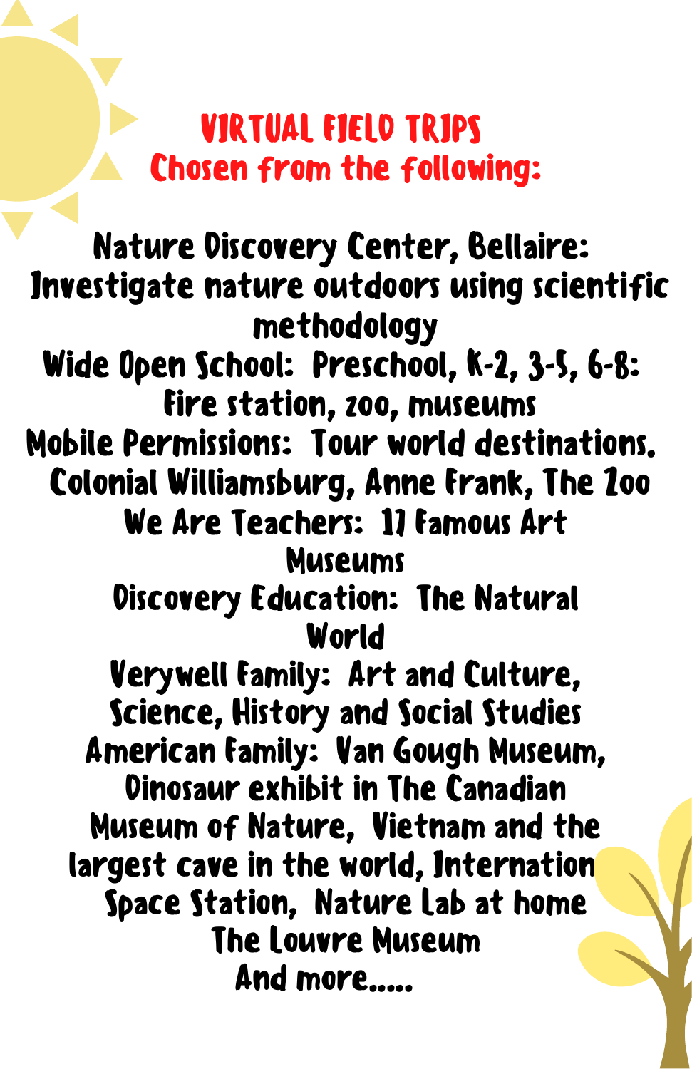# VIRTUAL FIELD TRIPS
## Chosen from the following:

Nature Discovery Center, Bellaire: Investigate nature outdoors using scientific methodology

Wide Open School: Preschool, K-2, 3-5, 6-8: Fire station, zoo, museums

Mobile Permissions: Tour world destinations. Colonial Williamsburg, Anne Frank, The Zoo

We Are Teachers: 11 Famous Art Museums

Discovery Education: The Natural World

Verywell Family: Art and Culture, Science, History and Social Studies

American Family: Van Gough Museum, Dinosaur exhibit in The Canadian Museum of Nature, Vietnam and the largest cave in the world, Internation Space Station, Nature Lab at home

The Louvre Museum

And more.....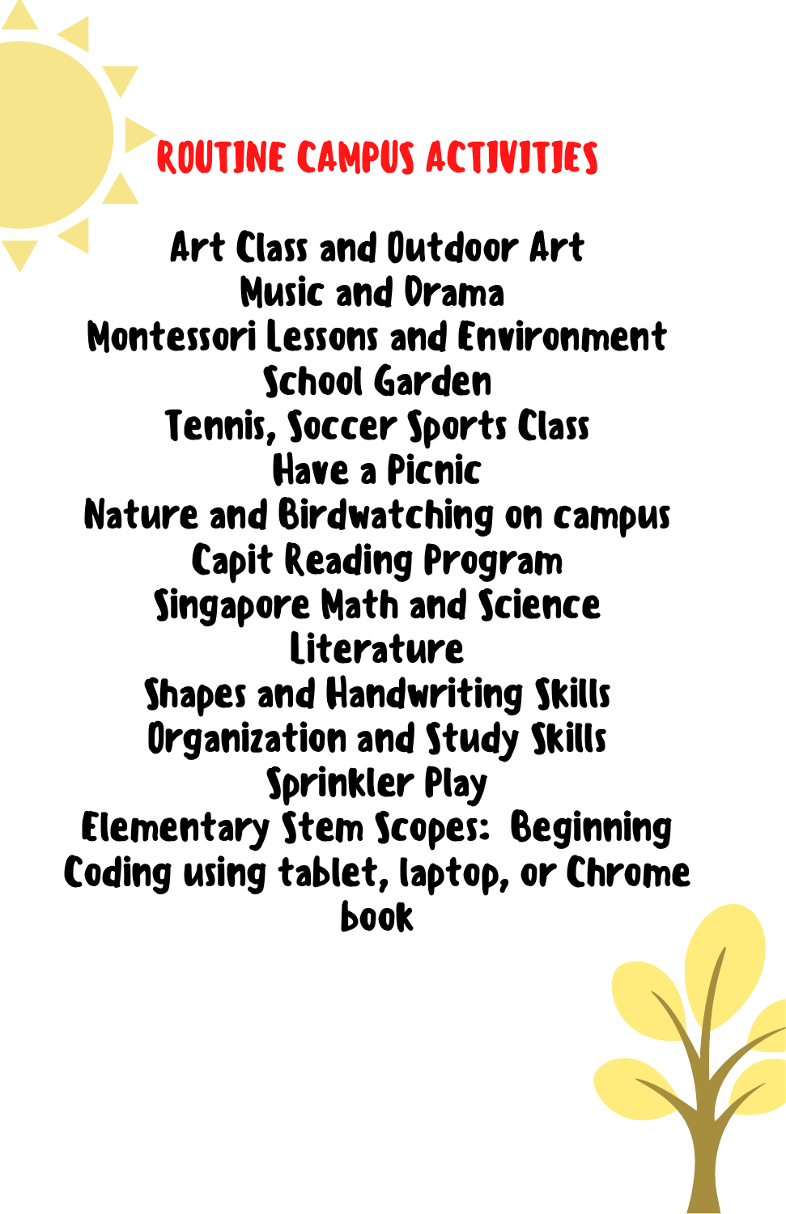# ROUTINE CAMPUS ACTIVITIES

Art Class and Outdoor Art
Music and Drama
Montessori Lessons and Environment
School Garden
Tennis, Soccer Sports Class
Have a Picnic
Nature and Birdwatching on campus
Capit Reading Program
Singapore Math and Science
Literature
Shapes and Handwriting Skills
Organization and Study Skills
Sprinkler Play
Elementary Stem Scopes: Beginning Coding using tablet, laptop, or Chrome book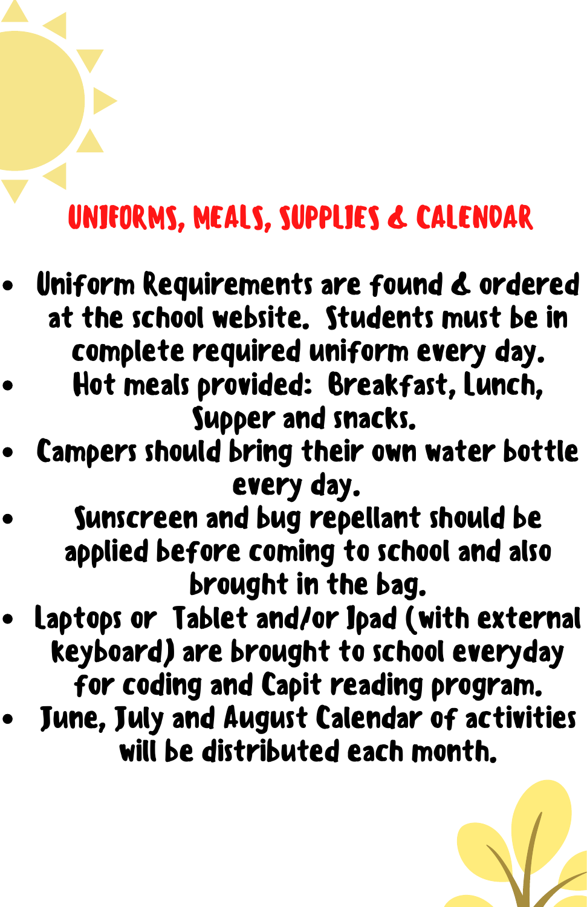# UNIFORMS, MEALS, SUPPLIES & CALENDAR

- Uniform Requirements are found & ordered at the school website. Students must be in complete required uniform every day.
- Hot meals provided: Breakfast, Lunch, Supper and snacks.
- Campers should bring their own water bottle every day.
- Sunscreen and bug repellant should be applied before coming to school and also brought in the bag.
- Laptops or Tablet and/or Ipad (with external keyboard) are brought to school everyday for coding and Capit reading program.
- June, July and August Calendar of activities will be distributed each month.